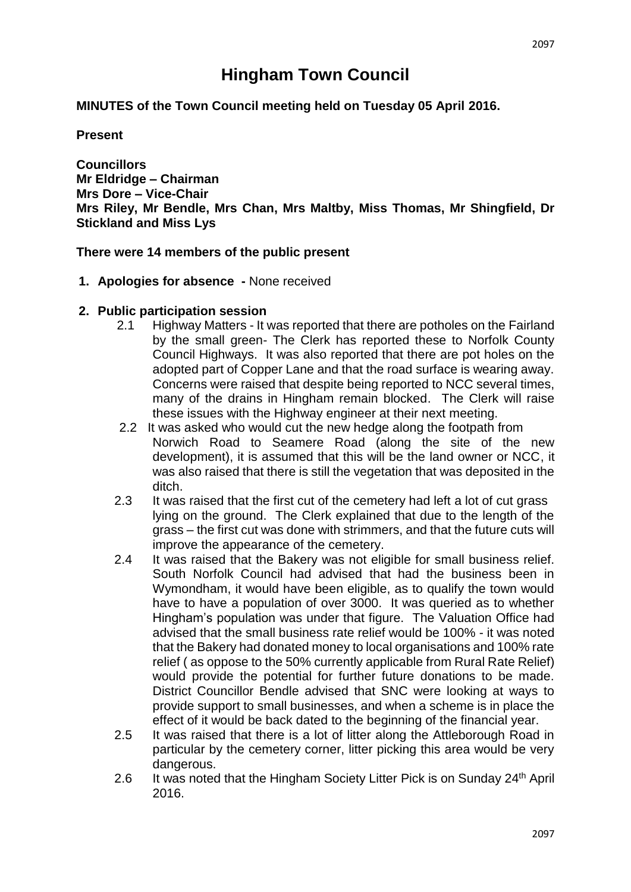# Hingham Town Council

**MINUTES of the Town Council meeting held on Tuesday 05 April 2016.**

**Present**

**Councillors**
**Mr Eldridge – Chairman**
**Mrs Dore – Vice-Chair**
**Mrs Riley, Mr Bendle, Mrs Chan, Mrs Maltby, Miss Thomas, Mr Shingfield, Dr Stickland and Miss Lys**

**There were 14 members of the public present**

1. **Apologies for absence -** None received

2. **Public participation session**

   2.1 Highway Matters - It was reported that there are potholes on the Fairland by the small green- The Clerk has reported these to Norfolk County Council Highways. It was also reported that there are pot holes on the adopted part of Copper Lane and that the road surface is wearing away. Concerns were raised that despite being reported to NCC several times, many of the drains in Hingham remain blocked. The Clerk will raise these issues with the Highway engineer at their next meeting.

   2.2 It was asked who would cut the new hedge along the footpath from Norwich Road to Seamere Road (along the site of the new development), it is assumed that this will be the land owner or NCC, it was also raised that there is still the vegetation that was deposited in the ditch.

   2.3 It was raised that the first cut of the cemetery had left a lot of cut grass lying on the ground. The Clerk explained that due to the length of the grass – the first cut was done with strimmers, and that the future cuts will improve the appearance of the cemetery.

   2.4 It was raised that the Bakery was not eligible for small business relief. South Norfolk Council had advised that had the business been in Wymondham, it would have been eligible, as to qualify the town would have to have a population of over 3000. It was queried as to whether Hingham's population was under that figure. The Valuation Office had advised that the small business rate relief would be 100% - it was noted that the Bakery had donated money to local organisations and 100% rate relief ( as oppose to the 50% currently applicable from Rural Rate Relief) would provide the potential for further future donations to be made. District Councillor Bendle advised that SNC were looking at ways to provide support to small businesses, and when a scheme is in place the effect of it would be back dated to the beginning of the financial year.

   2.5 It was raised that there is a lot of litter along the Attleborough Road in particular by the cemetery corner, litter picking this area would be very dangerous.

   2.6 It was noted that the Hingham Society Litter Pick is on Sunday 24th April 2016.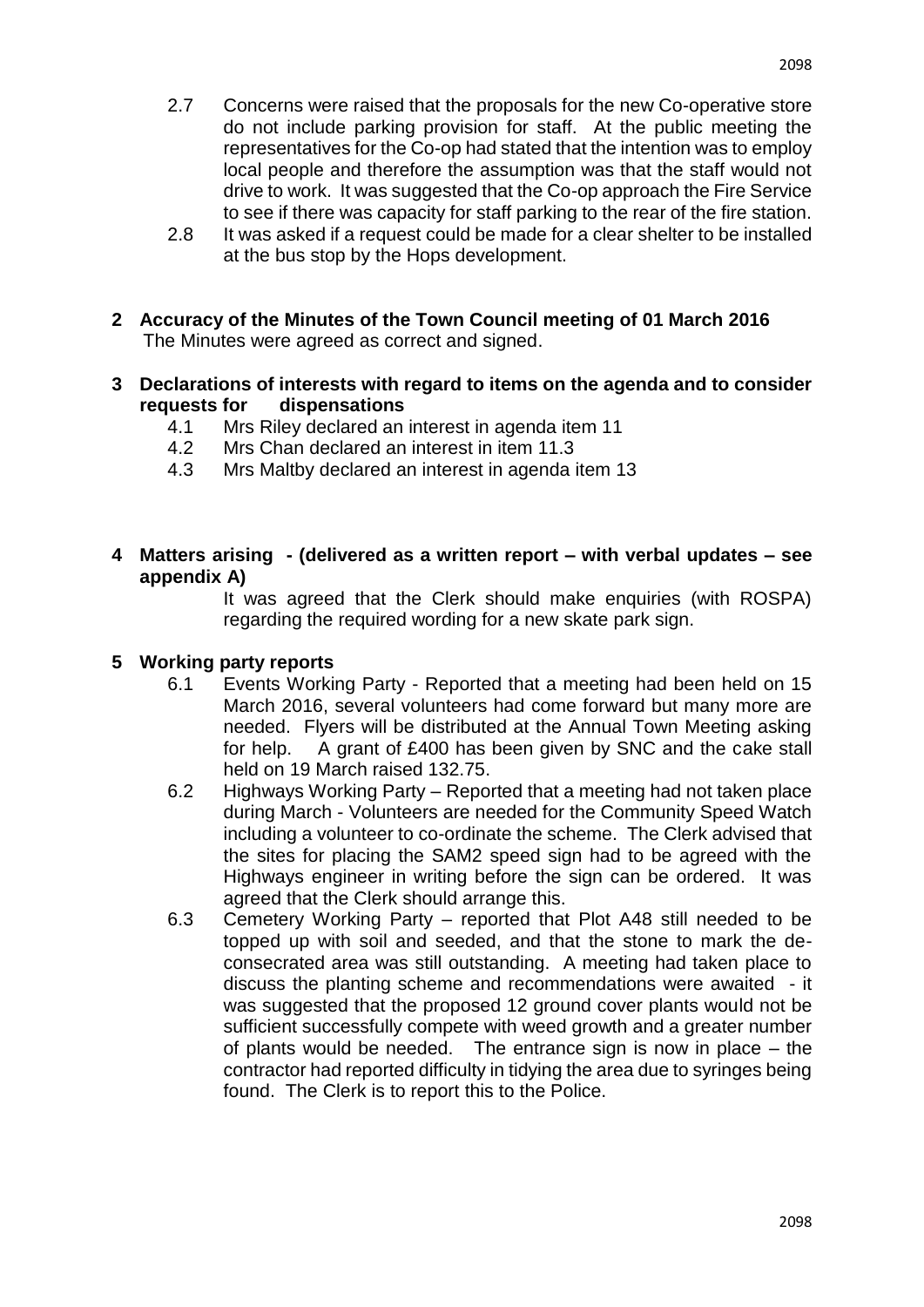2.7 Concerns were raised that the proposals for the new Co-operative store do not include parking provision for staff. At the public meeting the representatives for the Co-op had stated that the intention was to employ local people and therefore the assumption was that the staff would not drive to work. It was suggested that the Co-op approach the Fire Service to see if there was capacity for staff parking to the rear of the fire station.

2.8 It was asked if a request could be made for a clear shelter to be installed at the bus stop by the Hops development.

**2 Accuracy of the Minutes of the Town Council meeting of 01 March 2016**

The Minutes were agreed as correct and signed.

**3 Declarations of interests with regard to items on the agenda and to consider requests for dispensations**

4.1 Mrs Riley declared an interest in agenda item 11

4.2 Mrs Chan declared an interest in item 11.3

4.3 Mrs Maltby declared an interest in agenda item 13

**4 Matters arising - (delivered as a written report – with verbal updates – see appendix A)**

It was agreed that the Clerk should make enquiries (with ROSPA) regarding the required wording for a new skate park sign.

**5 Working party reports**

6.1 Events Working Party - Reported that a meeting had been held on 15 March 2016, several volunteers had come forward but many more are needed. Flyers will be distributed at the Annual Town Meeting asking for help. A grant of £400 has been given by SNC and the cake stall held on 19 March raised 132.75.

6.2 Highways Working Party – Reported that a meeting had not taken place during March - Volunteers are needed for the Community Speed Watch including a volunteer to co-ordinate the scheme. The Clerk advised that the sites for placing the SAM2 speed sign had to be agreed with the Highways engineer in writing before the sign can be ordered. It was agreed that the Clerk should arrange this.

6.3 Cemetery Working Party – reported that Plot A48 still needed to be topped up with soil and seeded, and that the stone to mark the de-consecrated area was still outstanding. A meeting had taken place to discuss the planting scheme and recommendations were awaited - it was suggested that the proposed 12 ground cover plants would not be sufficient successfully compete with weed growth and a greater number of plants would be needed. The entrance sign is now in place – the contractor had reported difficulty in tidying the area due to syringes being found. The Clerk is to report this to the Police.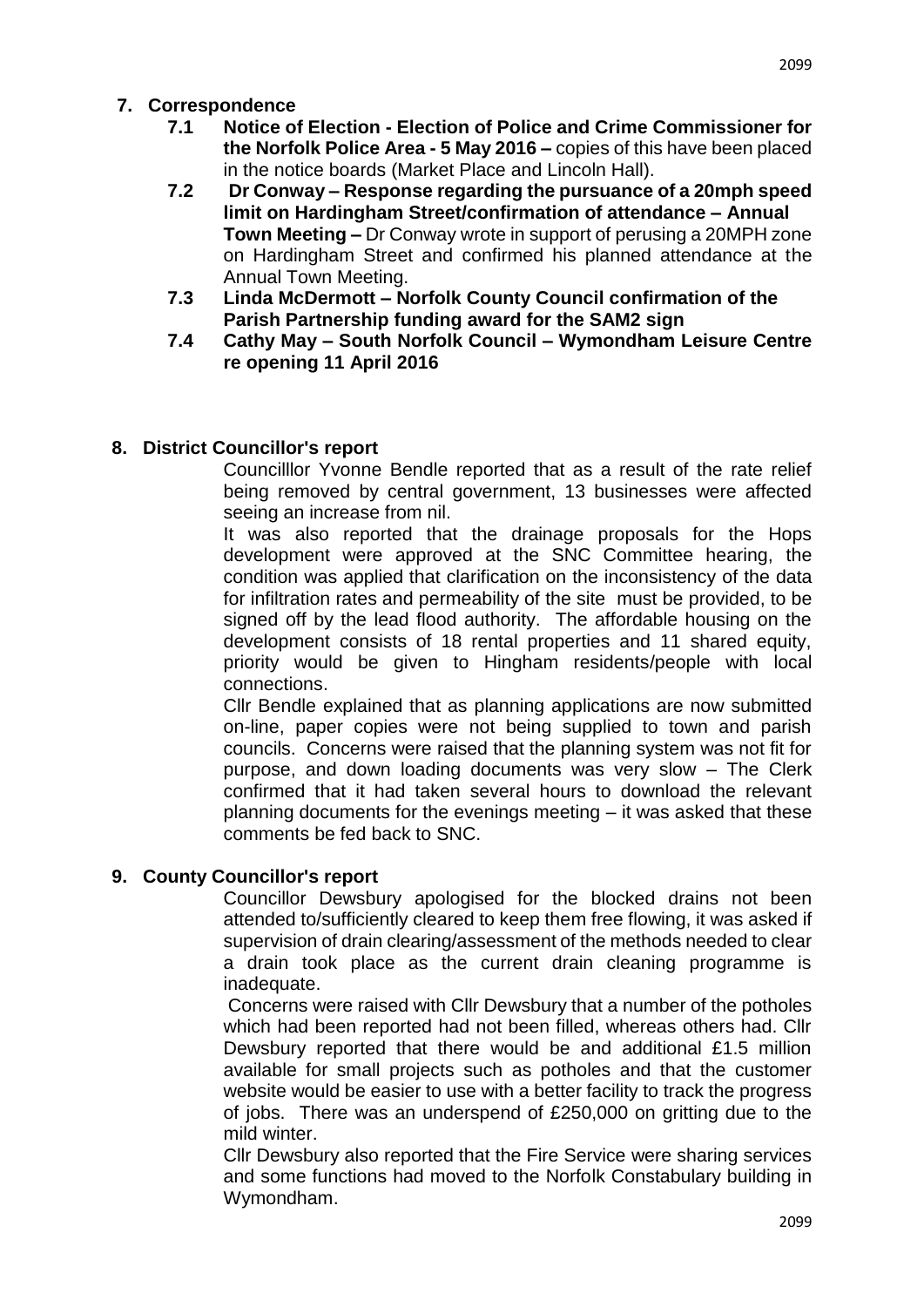## 7. Correspondence

**7.1 Notice of Election - Election of Police and Crime Commissioner for the Norfolk Police Area - 5 May 2016 –** copies of this have been placed in the notice boards (Market Place and Lincoln Hall).

**7.2 Dr Conway – Response regarding the pursuance of a 20mph speed limit on Hardingham Street/confirmation of attendance – Annual Town Meeting –** Dr Conway wrote in support of perusing a 20MPH zone on Hardingham Street and confirmed his planned attendance at the Annual Town Meeting.

**7.3 Linda McDermott – Norfolk County Council confirmation of the Parish Partnership funding award for the SAM2 sign**

**7.4 Cathy May – South Norfolk Council – Wymondham Leisure Centre re opening 11 April 2016**

## 8. District Councillor's report

Councilllor Yvonne Bendle reported that as a result of the rate relief being removed by central government, 13 businesses were affected seeing an increase from nil.

It was also reported that the drainage proposals for the Hops development were approved at the SNC Committee hearing, the condition was applied that clarification on the inconsistency of the data for infiltration rates and permeability of the site must be provided, to be signed off by the lead flood authority. The affordable housing on the development consists of 18 rental properties and 11 shared equity, priority would be given to Hingham residents/people with local connections.

Cllr Bendle explained that as planning applications are now submitted on-line, paper copies were not being supplied to town and parish councils. Concerns were raised that the planning system was not fit for purpose, and down loading documents was very slow – The Clerk confirmed that it had taken several hours to download the relevant planning documents for the evenings meeting – it was asked that these comments be fed back to SNC.

## 9. County Councillor's report

Councillor Dewsbury apologised for the blocked drains not been attended to/sufficiently cleared to keep them free flowing, it was asked if supervision of drain clearing/assessment of the methods needed to clear a drain took place as the current drain cleaning programme is inadequate.

Concerns were raised with Cllr Dewsbury that a number of the potholes which had been reported had not been filled, whereas others had. Cllr Dewsbury reported that there would be and additional £1.5 million available for small projects such as potholes and that the customer website would be easier to use with a better facility to track the progress of jobs. There was an underspend of £250,000 on gritting due to the mild winter.

Cllr Dewsbury also reported that the Fire Service were sharing services and some functions had moved to the Norfolk Constabulary building in Wymondham.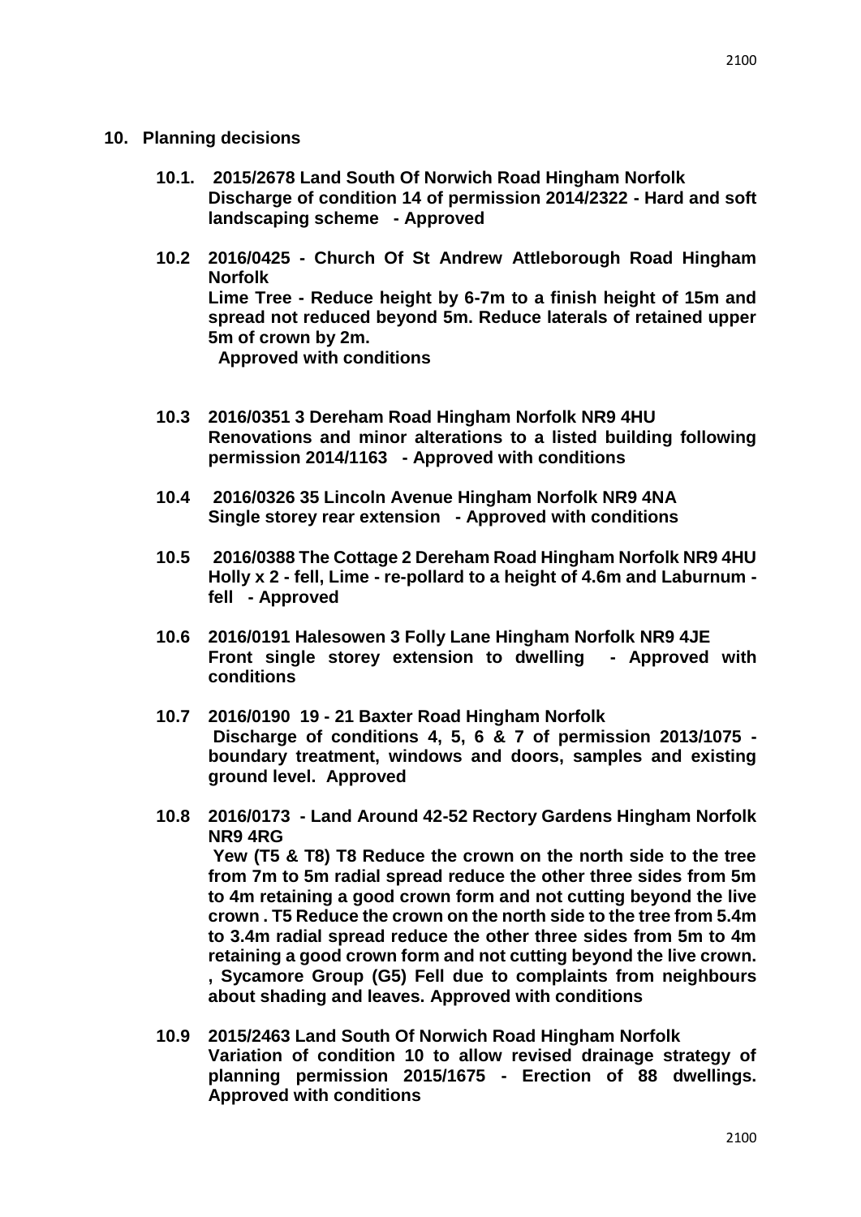## 10. Planning decisions

**10.1. 2015/2678 Land South Of Norwich Road Hingham Norfolk**
**Discharge of condition 14 of permission 2014/2322 - Hard and soft landscaping scheme - Approved**

**10.2 2016/0425 - Church Of St Andrew Attleborough Road Hingham Norfolk**
**Lime Tree - Reduce height by 6-7m to a finish height of 15m and spread not reduced beyond 5m. Reduce laterals of retained upper 5m of crown by 2m.**
**Approved with conditions**

**10.3 2016/0351 3 Dereham Road Hingham Norfolk NR9 4HU**
**Renovations and minor alterations to a listed building following permission 2014/1163 - Approved with conditions**

**10.4 2016/0326 35 Lincoln Avenue Hingham Norfolk NR9 4NA**
**Single storey rear extension - Approved with conditions**

**10.5 2016/0388 The Cottage 2 Dereham Road Hingham Norfolk NR9 4HU**
**Holly x 2 - fell, Lime - re-pollard to a height of 4.6m and Laburnum - fell - Approved**

**10.6 2016/0191 Halesowen 3 Folly Lane Hingham Norfolk NR9 4JE**
**Front single storey extension to dwelling - Approved with conditions**

**10.7 2016/0190 19 - 21 Baxter Road Hingham Norfolk**
**Discharge of conditions 4, 5, 6 & 7 of permission 2013/1075 - boundary treatment, windows and doors, samples and existing ground level. Approved**

**10.8 2016/0173 - Land Around 42-52 Rectory Gardens Hingham Norfolk NR9 4RG**
**Yew (T5 & T8) T8 Reduce the crown on the north side to the tree from 7m to 5m radial spread reduce the other three sides from 5m to 4m retaining a good crown form and not cutting beyond the live crown . T5 Reduce the crown on the north side to the tree from 5.4m to 3.4m radial spread reduce the other three sides from 5m to 4m retaining a good crown form and not cutting beyond the live crown. , Sycamore Group (G5) Fell due to complaints from neighbours about shading and leaves. Approved with conditions**

**10.9 2015/2463 Land South Of Norwich Road Hingham Norfolk**
**Variation of condition 10 to allow revised drainage strategy of planning permission 2015/1675 - Erection of 88 dwellings. Approved with conditions**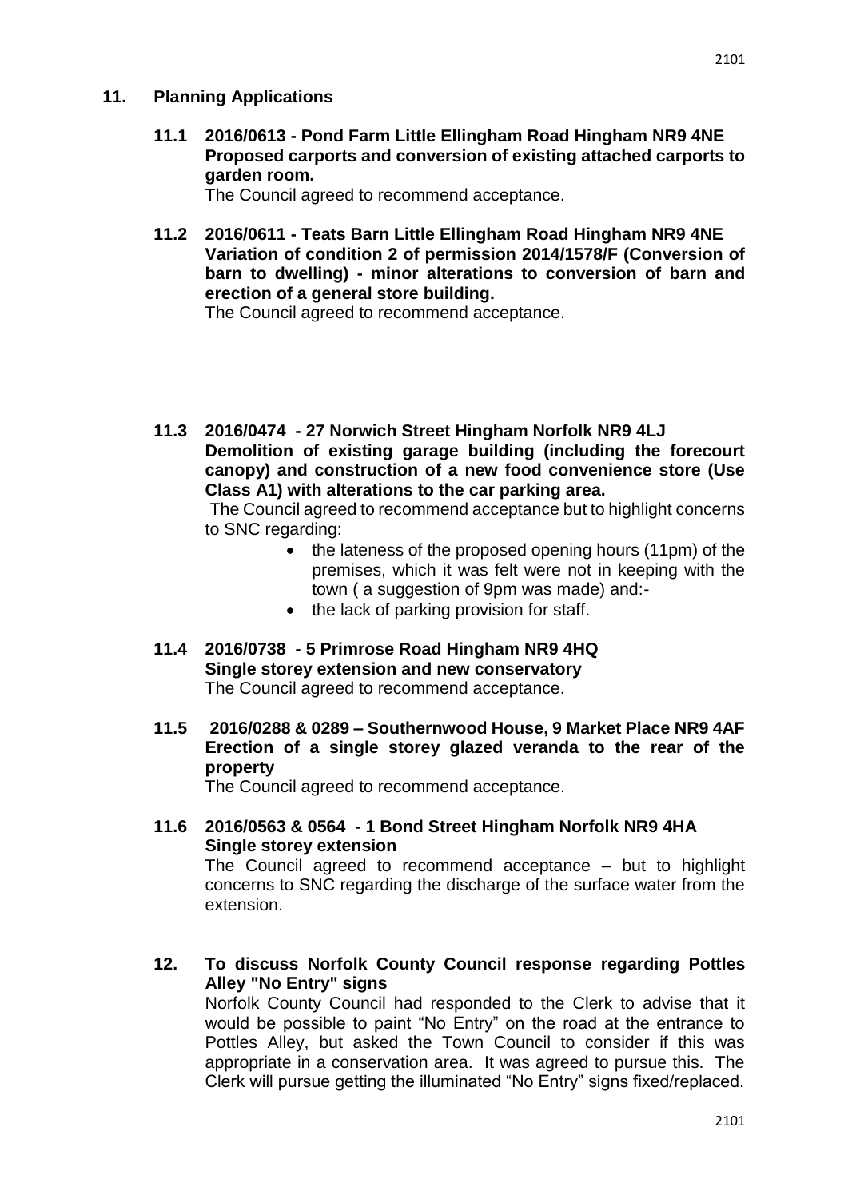## 11. Planning Applications

**11.1 2016/0613 - Pond Farm Little Ellingham Road Hingham NR9 4NE Proposed carports and conversion of existing attached carports to garden room.**

The Council agreed to recommend acceptance.

**11.2 2016/0611 - Teats Barn Little Ellingham Road Hingham NR9 4NE Variation of condition 2 of permission 2014/1578/F (Conversion of barn to dwelling) - minor alterations to conversion of barn and erection of a general store building.**

The Council agreed to recommend acceptance.

**11.3 2016/0474 - 27 Norwich Street Hingham Norfolk NR9 4LJ Demolition of existing garage building (including the forecourt canopy) and construction of a new food convenience store (Use Class A1) with alterations to the car parking area.**

The Council agreed to recommend acceptance but to highlight concerns to SNC regarding:

- the lateness of the proposed opening hours (11pm) of the premises, which it was felt were not in keeping with the town ( a suggestion of 9pm was made) and:-
- the lack of parking provision for staff.

**11.4 2016/0738 - 5 Primrose Road Hingham NR9 4HQ Single storey extension and new conservatory**

The Council agreed to recommend acceptance.

**11.5 2016/0288 & 0289 – Southernwood House, 9 Market Place NR9 4AF Erection of a single storey glazed veranda to the rear of the property**

The Council agreed to recommend acceptance.

**11.6 2016/0563 & 0564 - 1 Bond Street Hingham Norfolk NR9 4HA Single storey extension**

The Council agreed to recommend acceptance – but to highlight concerns to SNC regarding the discharge of the surface water from the extension.

## 12. To discuss Norfolk County Council response regarding Pottles Alley "No Entry" signs

Norfolk County Council had responded to the Clerk to advise that it would be possible to paint "No Entry" on the road at the entrance to Pottles Alley, but asked the Town Council to consider if this was appropriate in a conservation area. It was agreed to pursue this. The Clerk will pursue getting the illuminated "No Entry" signs fixed/replaced.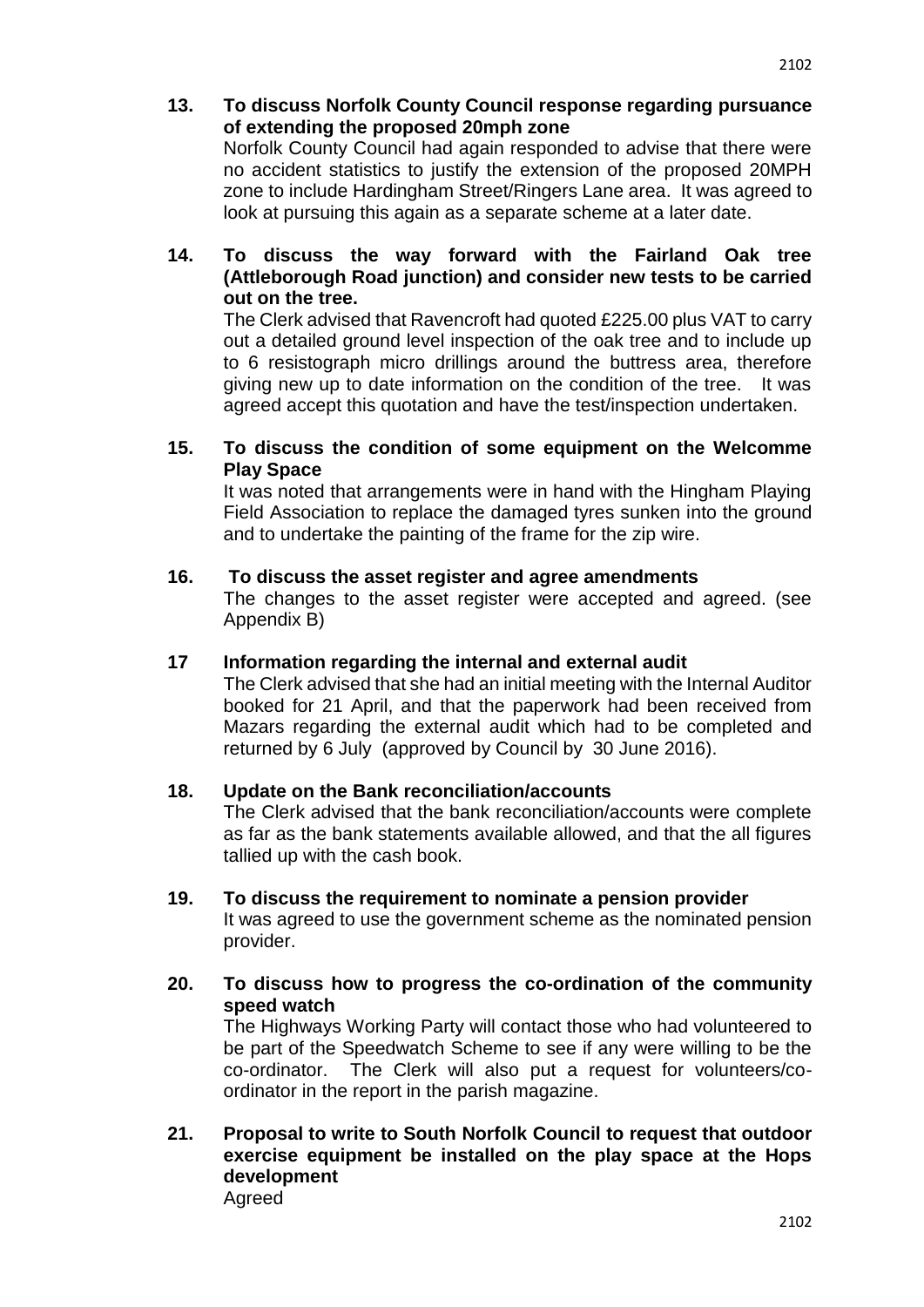**13. To discuss Norfolk County Council response regarding pursuance of extending the proposed 20mph zone**

Norfolk County Council had again responded to advise that there were no accident statistics to justify the extension of the proposed 20MPH zone to include Hardingham Street/Ringers Lane area. It was agreed to look at pursuing this again as a separate scheme at a later date.

**14. To discuss the way forward with the Fairland Oak tree (Attleborough Road junction) and consider new tests to be carried out on the tree.**

The Clerk advised that Ravencroft had quoted £225.00 plus VAT to carry out a detailed ground level inspection of the oak tree and to include up to 6 resistograph micro drillings around the buttress area, therefore giving new up to date information on the condition of the tree. It was agreed accept this quotation and have the test/inspection undertaken.

**15. To discuss the condition of some equipment on the Welcomme Play Space**

It was noted that arrangements were in hand with the Hingham Playing Field Association to replace the damaged tyres sunken into the ground and to undertake the painting of the frame for the zip wire.

**16. To discuss the asset register and agree amendments**

The changes to the asset register were accepted and agreed. (see Appendix B)

**17 Information regarding the internal and external audit**

The Clerk advised that she had an initial meeting with the Internal Auditor booked for 21 April, and that the paperwork had been received from Mazars regarding the external audit which had to be completed and returned by 6 July (approved by Council by 30 June 2016).

**18. Update on the Bank reconciliation/accounts**

The Clerk advised that the bank reconciliation/accounts were complete as far as the bank statements available allowed, and that the all figures tallied up with the cash book.

**19. To discuss the requirement to nominate a pension provider**

It was agreed to use the government scheme as the nominated pension provider.

**20. To discuss how to progress the co-ordination of the community speed watch**

The Highways Working Party will contact those who had volunteered to be part of the Speedwatch Scheme to see if any were willing to be the co-ordinator. The Clerk will also put a request for volunteers/co-ordinator in the report in the parish magazine.

**21. Proposal to write to South Norfolk Council to request that outdoor exercise equipment be installed on the play space at the Hops development**

Agreed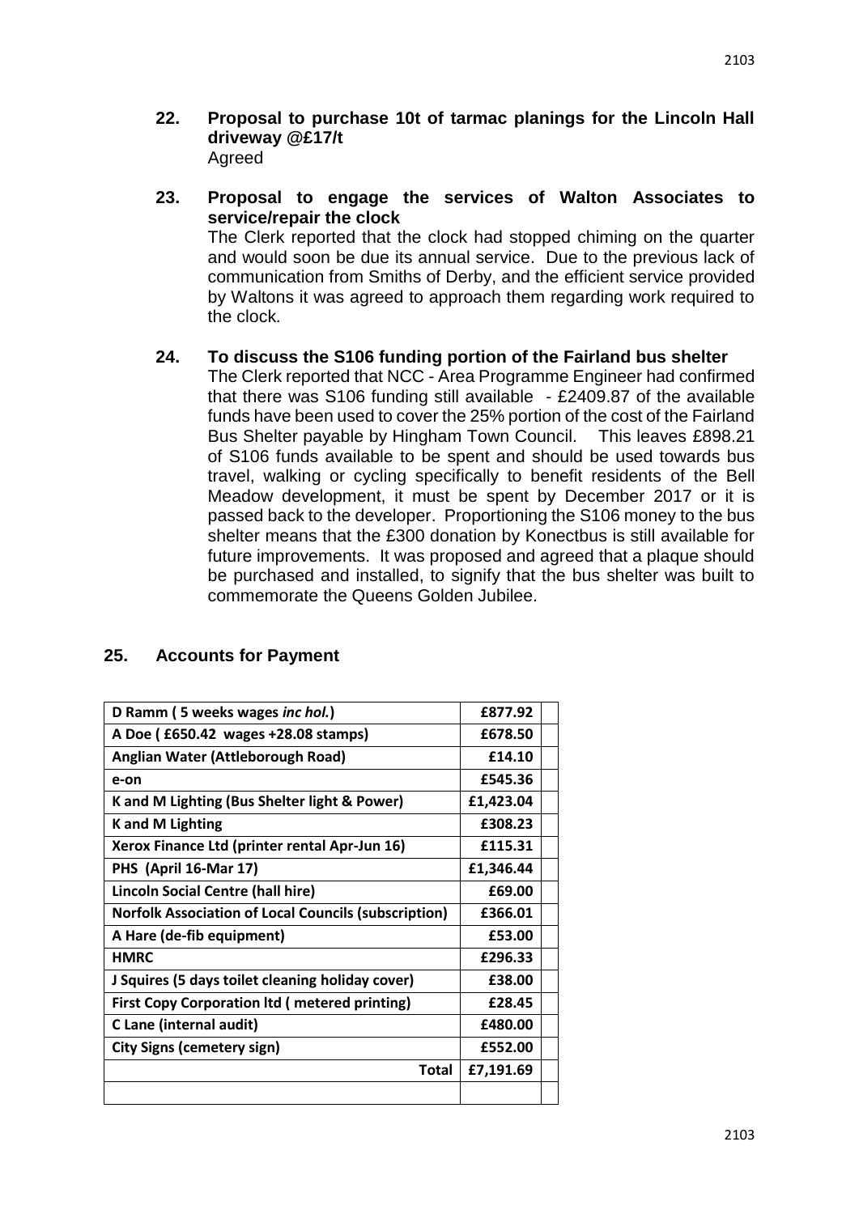**22. Proposal to purchase 10t of tarmac planings for the Lincoln Hall driveway @£17/t**

Agreed

**23. Proposal to engage the services of Walton Associates to service/repair the clock**

The Clerk reported that the clock had stopped chiming on the quarter and would soon be due its annual service. Due to the previous lack of communication from Smiths of Derby, and the efficient service provided by Waltons it was agreed to approach them regarding work required to the clock.

**24. To discuss the S106 funding portion of the Fairland bus shelter**

The Clerk reported that NCC - Area Programme Engineer had confirmed that there was S106 funding still available - £2409.87 of the available funds have been used to cover the 25% portion of the cost of the Fairland Bus Shelter payable by Hingham Town Council. This leaves £898.21 of S106 funds available to be spent and should be used towards bus travel, walking or cycling specifically to benefit residents of the Bell Meadow development, it must be spent by December 2017 or it is passed back to the developer. Proportioning the S106 money to the bus shelter means that the £300 donation by Konectbus is still available for future improvements. It was proposed and agreed that a plaque should be purchased and installed, to signify that the bus shelter was built to commemorate the Queens Golden Jubilee.

## 25. Accounts for Payment

| | | |
|---|---|---|
| **D Ramm ( 5 weeks wages *inc hol.*)** | **£877.92** | |
| **A Doe ( £650.42 wages +28.08 stamps)** | **£678.50** | |
| **Anglian Water (Attleborough Road)** | **£14.10** | |
| **e-on** | **£545.36** | |
| **K and M Lighting (Bus Shelter light & Power)** | **£1,423.04** | |
| **K and M Lighting** | **£308.23** | |
| **Xerox Finance Ltd (printer rental Apr-Jun 16)** | **£115.31** | |
| **PHS (April 16-Mar 17)** | **£1,346.44** | |
| **Lincoln Social Centre (hall hire)** | **£69.00** | |
| **Norfolk Association of Local Councils (subscription)** | **£366.01** | |
| **A Hare (de-fib equipment)** | **£53.00** | |
| **HMRC** | **£296.33** | |
| **J Squires (5 days toilet cleaning holiday cover)** | **£38.00** | |
| **First Copy Corporation ltd ( metered printing)** | **£28.45** | |
| **C Lane (internal audit)** | **£480.00** | |
| **City Signs (cemetery sign)** | **£552.00** | |
| **Total** | **£7,191.69** | |
| | | |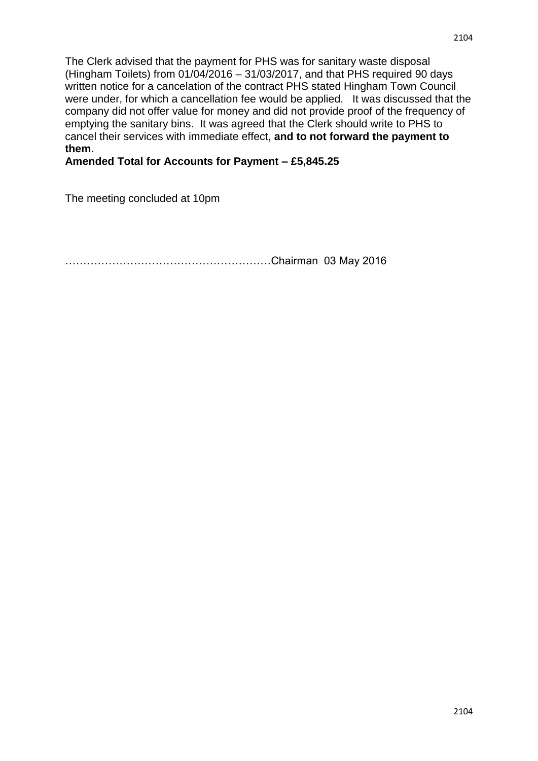The Clerk advised that the payment for PHS was for sanitary waste disposal (Hingham Toilets) from 01/04/2016 – 31/03/2017, and that PHS required 90 days written notice for a cancelation of the contract PHS stated Hingham Town Council were under, for which a cancellation fee would be applied. It was discussed that the company did not offer value for money and did not provide proof of the frequency of emptying the sanitary bins. It was agreed that the Clerk should write to PHS to cancel their services with immediate effect, **and to not forward the payment to them**.

**Amended Total for Accounts for Payment – £5,845.25**

The meeting concluded at 10pm

…………………………………………………Chairman 03 May 2016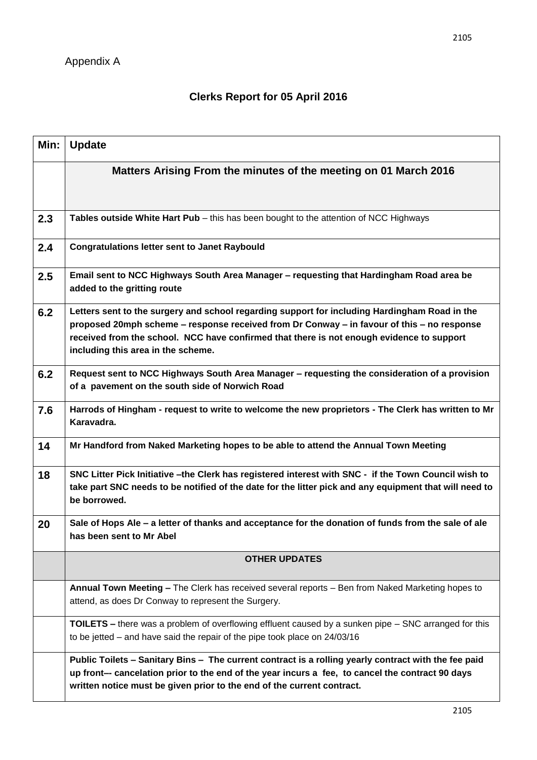Appendix A

# Clerks Report for 05 April 2016

| Min: | Update |
|---|---|
| | **Matters Arising From the minutes of the meeting on 01 March 2016** |
| 2.3 | **Tables outside White Hart Pub** – this has been bought to the attention of NCC Highways |
| 2.4 | **Congratulations letter sent to Janet Raybould** |
| 2.5 | **Email sent to NCC Highways South Area Manager – requesting that Hardingham Road area be added to the gritting route** |
| 6.2 | **Letters sent to the surgery and school regarding support for including Hardingham Road in the proposed 20mph scheme – response received from Dr Conway – in favour of this – no response received from the school. NCC have confirmed that there is not enough evidence to support including this area in the scheme.** |
| 6.2 | **Request sent to NCC Highways South Area Manager – requesting the consideration of a provision of a pavement on the south side of Norwich Road** |
| 7.6 | **Harrods of Hingham - request to write to welcome the new proprietors - The Clerk has written to Mr Karavadra.** |
| 14 | **Mr Handford from Naked Marketing hopes to be able to attend the Annual Town Meeting** |
| 18 | **SNC Litter Pick Initiative –the Clerk has registered interest with SNC - if the Town Council wish to take part SNC needs to be notified of the date for the litter pick and any equipment that will need to be borrowed.** |
| 20 | **Sale of Hops Ale – a letter of thanks and acceptance for the donation of funds from the sale of ale has been sent to Mr Abel** |
| | **OTHER UPDATES** |
| | **Annual Town Meeting –** The Clerk has received several reports – Ben from Naked Marketing hopes to attend, as does Dr Conway to represent the Surgery. |
| | **TOILETS –** there was a problem of overflowing effluent caused by a sunken pipe – SNC arranged for this to be jetted – and have said the repair of the pipe took place on 24/03/16 |
| | **Public Toilets – Sanitary Bins – The current contract is a rolling yearly contract with the fee paid up front–- cancelation prior to the end of the year incurs a fee, to cancel the contract 90 days written notice must be given prior to the end of the current contract.** |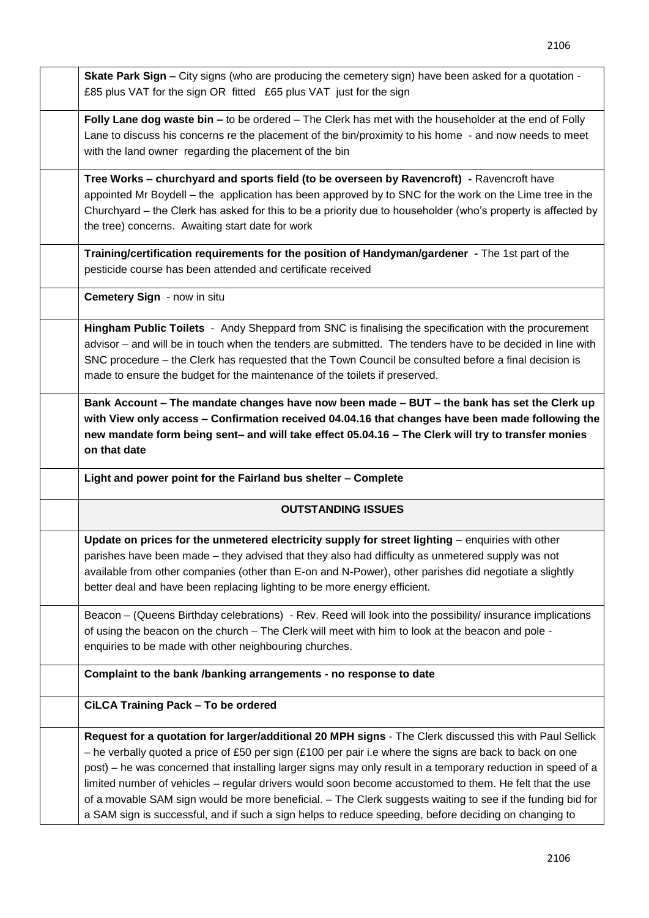| | |
|---|---|
| | **Skate Park Sign –** City signs (who are producing the cemetery sign) have been asked for a quotation - £85 plus VAT for the sign OR fitted £65 plus VAT just for the sign |
| | **Folly Lane dog waste bin –** to be ordered – The Clerk has met with the householder at the end of Folly Lane to discuss his concerns re the placement of the bin/proximity to his home - and now needs to meet with the land owner regarding the placement of the bin |
| | **Tree Works – churchyard and sports field (to be overseen by Ravencroft) -** Ravencroft have appointed Mr Boydell – the application has been approved by to SNC for the work on the Lime tree in the Churchyard – the Clerk has asked for this to be a priority due to householder (who's property is affected by the tree) concerns. Awaiting start date for work |
| | **Training/certification requirements for the position of Handyman/gardener -** The 1st part of the pesticide course has been attended and certificate received |
| | **Cemetery Sign** - now in situ |
| | **Hingham Public Toilets** - Andy Sheppard from SNC is finalising the specification with the procurement advisor – and will be in touch when the tenders are submitted. The tenders have to be decided in line with SNC procedure – the Clerk has requested that the Town Council be consulted before a final decision is made to ensure the budget for the maintenance of the toilets if preserved. |
| | **Bank Account – The mandate changes have now been made – BUT – the bank has set the Clerk up with View only access – Confirmation received 04.04.16 that changes have been made following the new mandate form being sent– and will take effect 05.04.16 – The Clerk will try to transfer monies on that date** |
| | **Light and power point for the Fairland bus shelter – Complete** |
| | **OUTSTANDING ISSUES** |
| | **Update on prices for the unmetered electricity supply for street lighting** – enquiries with other parishes have been made – they advised that they also had difficulty as unmetered supply was not available from other companies (other than E-on and N-Power), other parishes did negotiate a slightly better deal and have been replacing lighting to be more energy efficient. |
| | Beacon – (Queens Birthday celebrations) - Rev. Reed will look into the possibility/ insurance implications of using the beacon on the church – The Clerk will meet with him to look at the beacon and pole - enquiries to be made with other neighbouring churches. |
| | **Complaint to the bank /banking arrangements - no response to date** |
| | **CiLCA Training Pack – To be ordered** |
| | **Request for a quotation for larger/additional 20 MPH signs** - The Clerk discussed this with Paul Sellick – he verbally quoted a price of £50 per sign (£100 per pair i.e where the signs are back to back on one post) – he was concerned that installing larger signs may only result in a temporary reduction in speed of a limited number of vehicles – regular drivers would soon become accustomed to them. He felt that the use of a movable SAM sign would be more beneficial. – The Clerk suggests waiting to see if the funding bid for a SAM sign is successful, and if such a sign helps to reduce speeding, before deciding on changing to |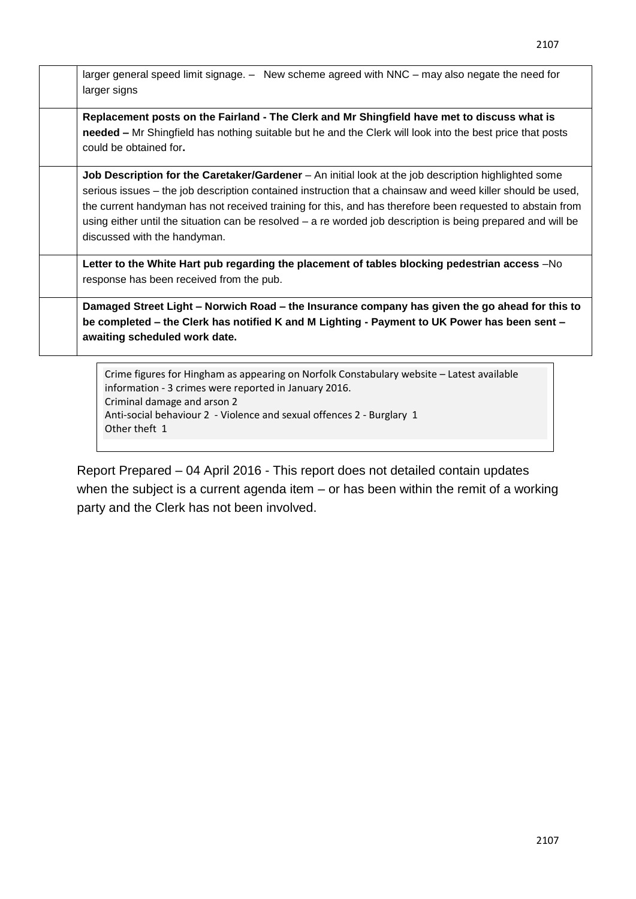| | |
|---|---|
| | larger general speed limit signage. – New scheme agreed with NNC – may also negate the need for larger signs |
| | **Replacement posts on the Fairland - The Clerk and Mr Shingfield have met to discuss what is needed –** Mr Shingfield has nothing suitable but he and the Clerk will look into the best price that posts could be obtained for**.** |
| | **Job Description for the Caretaker/Gardener** – An initial look at the job description highlighted some serious issues – the job description contained instruction that a chainsaw and weed killer should be used, the current handyman has not received training for this, and has therefore been requested to abstain from using either until the situation can be resolved – a re worded job description is being prepared and will be discussed with the handyman. |
| | **Letter to the White Hart pub regarding the placement of tables blocking pedestrian access** –No response has been received from the pub. |
| | **Damaged Street Light – Norwich Road – the Insurance company has given the go ahead for this to be completed – the Clerk has notified K and M Lighting - Payment to UK Power has been sent – awaiting scheduled work date.** |

Crime figures for Hingham as appearing on Norfolk Constabulary website – Latest available information - 3 crimes were reported in January 2016.
Criminal damage and arson 2
Anti-social behaviour 2 - Violence and sexual offences 2 - Burglary 1
Other theft 1

Report Prepared – 04 April 2016 - This report does not detailed contain updates when the subject is a current agenda item – or has been within the remit of a working party and the Clerk has not been involved.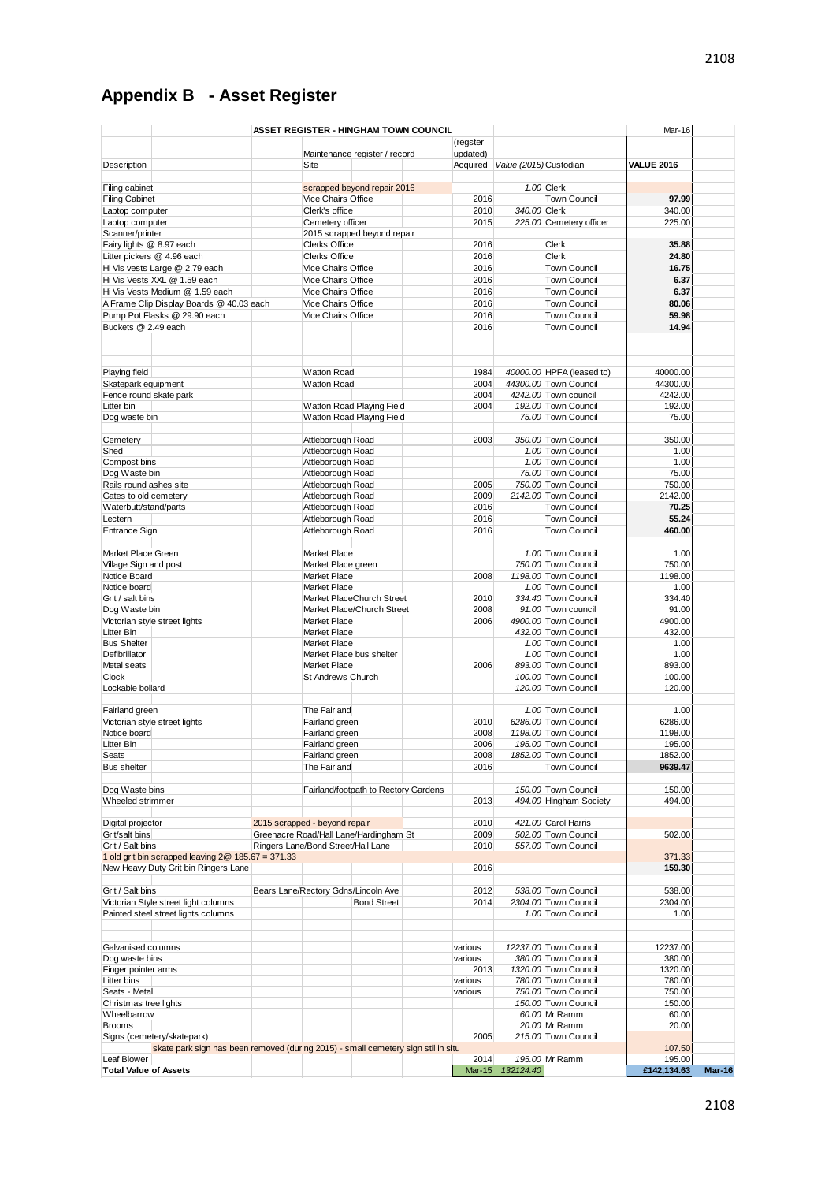## Appendix B - Asset Register

| | | | | | |
|---|---|---|---|---|---|
| ASSET REGISTER - HINGHAM TOWN COUNCIL | | | | | Mar-16 |
| Description | Maintenance register / record Site | (regster updated) Acquired | Value (2015) | Custodian | VALUE 2016 |
| Filing cabinet | scrapped beyond repair 2016 | | 1.00 | Clerk | |
| Filing Cabinet | Vice Chairs Office | 2016 | | Town Council | 97.99 |
| Laptop computer | Clerk's office | 2010 | 340.00 | Clerk | 340.00 |
| Laptop computer | Cemetery officer | 2015 | 225.00 | Cemetery officer | 225.00 |
| Scanner/printer | 2015 scrapped beyond repair | | | | |
| Fairy lights @ 8.97 each | Clerks Office | 2016 | | Clerk | 35.88 |
| Litter pickers @ 4.96 each | Clerks Office | 2016 | | Clerk | 24.80 |
| Hi Vis vests Large @ 2.79 each | Vice Chairs Office | 2016 | | Town Council | 16.75 |
| Hi Vis Vests XXL @ 1.59 each | Vice Chairs Office | 2016 | | Town Council | 6.37 |
| Hi Vis Vests Medium @ 1.59 each | Vice Chairs Office | 2016 | | Town Council | 6.37 |
| A Frame Clip Display Boards @ 40.03 each | Vice Chairs Office | 2016 | | Town Council | 80.06 |
| Pump Pot Flasks @ 29.90 each | Vice Chairs Office | 2016 | | Town Council | 59.98 |
| Buckets @ 2.49 each | | 2016 | | Town Council | 14.94 |
| Playing field | Watton Road | 1984 | 40000.00 | HPFA (leased to) | 40000.00 |
| Skatepark equipment | Watton Road | 2004 | 44300.00 | Town Council | 44300.00 |
| Fence round skate park | | 2004 | 4242.00 | Town council | 4242.00 |
| Litter bin | Watton Road Playing Field | 2004 | 192.00 | Town Council | 192.00 |
| Dog waste bin | Watton Road Playing Field | | 75.00 | Town Council | 75.00 |
| Cemetery | Attleborough Road | 2003 | 350.00 | Town Council | 350.00 |
| Shed | Attleborough Road | | 1.00 | Town Council | 1.00 |
| Compost bins | Attleborough Road | | 1.00 | Town Council | 1.00 |
| Dog Waste bin | Attleborough Road | | 75.00 | Town Council | 75.00 |
| Rails round ashes site | Attleborough Road | 2005 | 750.00 | Town Council | 750.00 |
| Gates to old cemetery | Attleborough Road | 2009 | 2142.00 | Town Council | 2142.00 |
| Waterbutt/stand/parts | Attleborough Road | 2016 | | Town Council | 70.25 |
| Lectern | Attleborough Road | 2016 | | Town Council | 55.24 |
| Entrance Sign | Attleborough Road | 2016 | | Town Council | 460.00 |
| Market Place Green | Market Place | | 1.00 | Town Council | 1.00 |
| Village Sign and post | Market Place green | | 750.00 | Town Council | 750.00 |
| Notice Board | Market Place | 2008 | 1198.00 | Town Council | 1198.00 |
| Notice board | Market Place | | 1.00 | Town Council | 1.00 |
| Grit / salt bins | Market PlaceChurch Street | 2010 | 334.40 | Town Council | 334.40 |
| Dog Waste bin | Market Place/Church Street | 2008 | 91.00 | Town council | 91.00 |
| Victorian style street lights | Market Place | 2006 | 4900.00 | Town Council | 4900.00 |
| Litter Bin | Market Place | | 432.00 | Town Council | 432.00 |
| Bus Shelter | Market Place | | 1.00 | Town Council | 1.00 |
| Defibrillator | Market Place bus shelter | | 1.00 | Town Council | 1.00 |
| Metal seats | Market Place | 2006 | 893.00 | Town Council | 893.00 |
| Clock | St Andrews Church | | 100.00 | Town Council | 100.00 |
| Lockable bollard | | | 120.00 | Town Council | 120.00 |
| Fairland green | The Fairland | | 1.00 | Town Council | 1.00 |
| Victorian style street lights | Fairland green | 2010 | 6286.00 | Town Council | 6286.00 |
| Notice board | Fairland green | 2008 | 1198.00 | Town Council | 1198.00 |
| Litter Bin | Fairland green | 2006 | 195.00 | Town Council | 195.00 |
| Seats | Fairland green | 2008 | 1852.00 | Town Council | 1852.00 |
| Bus shelter | The Fairland | 2016 | | Town Council | 9639.47 |
| Dog Waste bins | Fairland/footpath to Rectory Gardens | | 150.00 | Town Council | 150.00 |
| Wheeled strimmer | | 2013 | 494.00 | Hingham Society | 494.00 |
| Digital projector | 2015 scrapped - beyond repair | 2010 | 421.00 | Carol Harris | |
| Grit/salt bins | Greenacre Road/Hall Lane/Hardingham St | 2009 | 502.00 | Town Council | 502.00 |
| Grit / Salt bins | Ringers Lane/Bond Street/Hall Lane | 2010 | 557.00 | Town Council | |
| 1 old grit bin scrapped leaving 2@ 185.67 = 371.33 | | | | | 371.33 |
| New Heavy Duty Grit bin Ringers Lane | | 2016 | | | 159.30 |
| Grit / Salt bins | Bears Lane/Rectory Gdns/Lincoln Ave | 2012 | 538.00 | Town Council | 538.00 |
| Victorian Style street light columns | Bond Street | 2014 | 2304.00 | Town Council | 2304.00 |
| Painted steel street lights columns | | | 1.00 | Town Council | 1.00 |
| Galvanised columns | | various | 12237.00 | Town Council | 12237.00 |
| Dog waste bins | | various | 380.00 | Town Council | 380.00 |
| Finger pointer arms | | 2013 | 1320.00 | Town Council | 1320.00 |
| Litter bins | | various | 780.00 | Town Council | 780.00 |
| Seats - Metal | | various | 750.00 | Town Council | 750.00 |
| Christmas tree lights | | | 150.00 | Town Council | 150.00 |
| Wheelbarrow | | | 60.00 | Mr Ramm | 60.00 |
| Brooms | | | 20.00 | Mr Ramm | 20.00 |
| Signs (cemetery/skatepark) | | 2005 | 215.00 | Town Council | |
| skate park sign has been removed (during 2015) - small cemetery sign stil in situ | | | | | 107.50 |
| Leaf Blower | | 2014 | 195.00 | Mr Ramm | 195.00 |
| **Total Value of Assets** | | Mar-15 | 132124.40 | | **£142,134.63** Mar-16 |